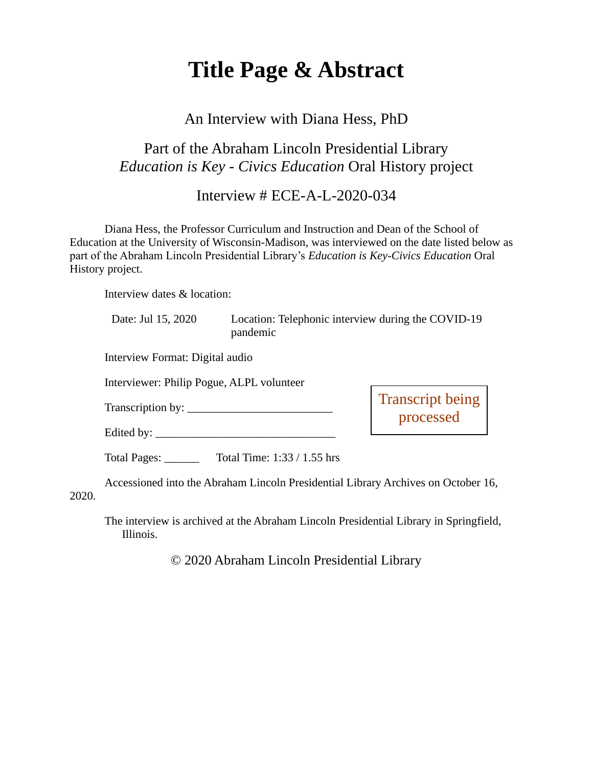# Title Page & Abstract

An Interview with Diana Hess, PhD

Part of the Abraham Lincoln Presidential Library
*Education is Key - Civics Education* Oral History project

Interview # ECE-A-L-2020-034

Diana Hess, the Professor Curriculum and Instruction and Dean of the School of Education at the University of Wisconsin-Madison, was interviewed on the date listed below as part of the Abraham Lincoln Presidential Library's *Education is Key-Civics Education* Oral History project.

Interview dates & location:

Date: Jul 15, 2020 Location: Telephonic interview during the COVID-19 pandemic

Interview Format: Digital audio

Interviewer: Philip Pogue, ALPL volunteer

Transcription by: ________________________

Edited by: ______________________________

Transcript being processed

Total Pages: ______ Total Time: 1:33 / 1.55 hrs

Accessioned into the Abraham Lincoln Presidential Library Archives on October 16, 2020.

The interview is archived at the Abraham Lincoln Presidential Library in Springfield, Illinois.

© 2020 Abraham Lincoln Presidential Library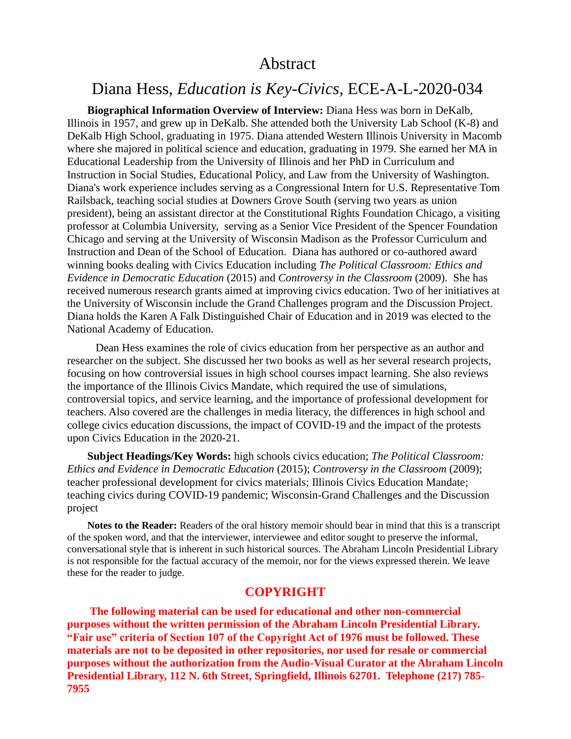# Abstract

## Diana Hess, *Education is Key-Civics*, ECE-A-L-2020-034

**Biographical Information Overview of Interview:** Diana Hess was born in DeKalb, Illinois in 1957, and grew up in DeKalb. She attended both the University Lab School (K-8) and DeKalb High School, graduating in 1975. Diana attended Western Illinois University in Macomb where she majored in political science and education, graduating in 1979. She earned her MA in Educational Leadership from the University of Illinois and her PhD in Curriculum and Instruction in Social Studies, Educational Policy, and Law from the University of Washington. Diana's work experience includes serving as a Congressional Intern for U.S. Representative Tom Railsback, teaching social studies at Downers Grove South (serving two years as union president), being an assistant director at the Constitutional Rights Foundation Chicago, a visiting professor at Columbia University, serving as a Senior Vice President of the Spencer Foundation Chicago and serving at the University of Wisconsin Madison as the Professor Curriculum and Instruction and Dean of the School of Education. Diana has authored or co-authored award winning books dealing with Civics Education including *The Political Classroom: Ethics and Evidence in Democratic Education* (2015) and *Controversy in the Classroom* (2009). She has received numerous research grants aimed at improving civics education. Two of her initiatives at the University of Wisconsin include the Grand Challenges program and the Discussion Project. Diana holds the Karen A Falk Distinguished Chair of Education and in 2019 was elected to the National Academy of Education.

Dean Hess examines the role of civics education from her perspective as an author and researcher on the subject. She discussed her two books as well as her several research projects, focusing on how controversial issues in high school courses impact learning. She also reviews the importance of the Illinois Civics Mandate, which required the use of simulations, controversial topics, and service learning, and the importance of professional development for teachers. Also covered are the challenges in media literacy, the differences in high school and college civics education discussions, the impact of COVID-19 and the impact of the protests upon Civics Education in the 2020-21.

**Subject Headings/Key Words:** high schools civics education; *The Political Classroom: Ethics and Evidence in Democratic Education* (2015); *Controversy in the Classroom* (2009); teacher professional development for civics materials; Illinois Civics Education Mandate; teaching civics during COVID-19 pandemic; Wisconsin-Grand Challenges and the Discussion project

**Notes to the Reader:** Readers of the oral history memoir should bear in mind that this is a transcript of the spoken word, and that the interviewer, interviewee and editor sought to preserve the informal, conversational style that is inherent in such historical sources. The Abraham Lincoln Presidential Library is not responsible for the factual accuracy of the memoir, nor for the views expressed therein. We leave these for the reader to judge.

## COPYRIGHT

**The following material can be used for educational and other non-commercial purposes without the written permission of the Abraham Lincoln Presidential Library. "Fair use" criteria of Section 107 of the Copyright Act of 1976 must be followed. These materials are not to be deposited in other repositories, nor used for resale or commercial purposes without the authorization from the Audio-Visual Curator at the Abraham Lincoln Presidential Library, 112 N. 6th Street, Springfield, Illinois 62701. Telephone (217) 785-7955**